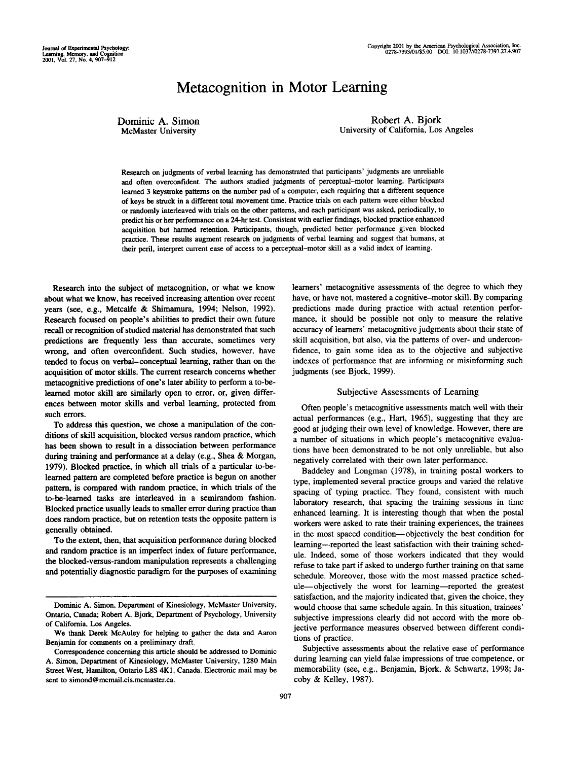# Metacognition in Motor Learning

Dominic A. Simon
McMaster University

Robert A. Bjork
University of California, Los Angeles

Research on judgments of verbal learning has demonstrated that participants' judgments are unreliable and often overconfident. The authors studied judgments of perceptual–motor learning. Participants learned 3 keystroke patterns on the number pad of a computer, each requiring that a different sequence of keys be struck in a different total movement time. Practice trials on each pattern were either blocked or randomly interleaved with trials on the other patterns, and each participant was asked, periodically, to predict his or her performance on a 24-hr test. Consistent with earlier findings, blocked practice enhanced acquisition but harmed retention. Participants, though, predicted better performance given blocked practice. These results augment research on judgments of verbal learning and suggest that humans, at their peril, interpret current ease of access to a perceptual–motor skill as a valid index of learning.

Research into the subject of metacognition, or what we know about what we know, has received increasing attention over recent years (see, e.g., Metcalfe & Shimamura, 1994; Nelson, 1992). Research focused on people's abilities to predict their own future recall or recognition of studied material has demonstrated that such predictions are frequently less than accurate, sometimes very wrong, and often overconfident. Such studies, however, have tended to focus on verbal–conceptual learning, rather than on the acquisition of motor skills. The current research concerns whether metacognitive predictions of one's later ability to perform a to-be-learned motor skill are similarly open to error, or, given differences between motor skills and verbal learning, protected from such errors.

To address this question, we chose a manipulation of the conditions of skill acquisition, blocked versus random practice, which has been shown to result in a dissociation between performance during training and performance at a delay (e.g., Shea & Morgan, 1979). Blocked practice, in which all trials of a particular to-be-learned pattern are completed before practice is begun on another pattern, is compared with random practice, in which trials of the to-be-learned tasks are interleaved in a semirandom fashion. Blocked practice usually leads to smaller error during practice than does random practice, but on retention tests the opposite pattern is generally obtained.

To the extent, then, that acquisition performance during blocked and random practice is an imperfect index of future performance, the blocked-versus-random manipulation represents a challenging and potentially diagnostic paradigm for the purposes of examining learners' metacognitive assessments of the degree to which they have, or have not, mastered a cognitive–motor skill. By comparing predictions made during practice with actual retention performance, it should be possible not only to measure the relative accuracy of learners' metacognitive judgments about their state of skill acquisition, but also, via the patterns of over- and underconfidence, to gain some idea as to the objective and subjective indexes of performance that are informing or misinforming such judgments (see Bjork, 1999).

## Subjective Assessments of Learning

Often people's metacognitive assessments match well with their actual performances (e.g., Hart, 1965), suggesting that they are good at judging their own level of knowledge. However, there are a number of situations in which people's metacognitive evaluations have been demonstrated to be not only unreliable, but also negatively correlated with their own later performance.

Baddeley and Longman (1978), in training postal workers to type, implemented several practice groups and varied the relative spacing of typing practice. They found, consistent with much laboratory research, that spacing the training sessions in time enhanced learning. It is interesting though that when the postal workers were asked to rate their training experiences, the trainees in the most spaced condition—objectively the best condition for learning—reported the least satisfaction with their training schedule. Indeed, some of those workers indicated that they would refuse to take part if asked to undergo further training on that same schedule. Moreover, those with the most massed practice schedule—objectively the worst for learning—reported the greatest satisfaction, and the majority indicated that, given the choice, they would choose that same schedule again. In this situation, trainees' subjective impressions clearly did not accord with the more objective performance measures observed between different conditions of practice.

Subjective assessments about the relative ease of performance during learning can yield false impressions of true competence, or memorability (see, e.g., Benjamin, Bjork, & Schwartz, 1998; Jacoby & Kelley, 1987).

---

Dominic A. Simon, Department of Kinesiology, McMaster University, Ontario, Canada; Robert A. Bjork, Department of Psychology, University of California, Los Angeles.

We thank Derek McAuley for helping to gather the data and Aaron Benjamin for comments on a preliminary draft.

Correspondence concerning this article should be addressed to Dominic A. Simon, Department of Kinesiology, McMaster University, 1280 Main Street West, Hamilton, Ontario L8S 4K1, Canada. Electronic mail may be sent to simond@mcmail.cis.mcmaster.ca.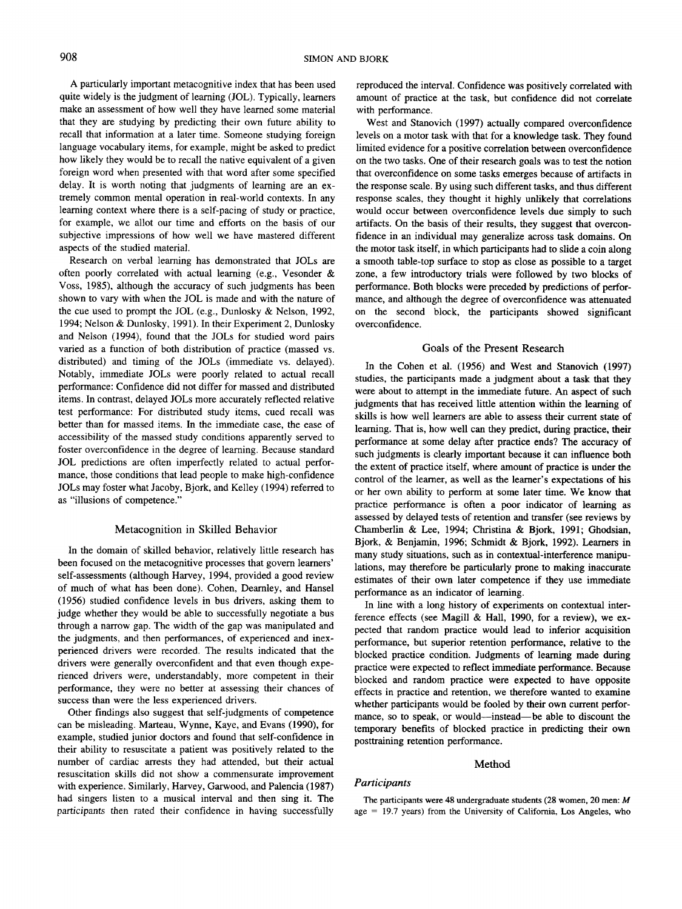A particularly important metacognitive index that has been used quite widely is the judgment of learning (JOL). Typically, learners make an assessment of how well they have learned some material that they are studying by predicting their own future ability to recall that information at a later time. Someone studying foreign language vocabulary items, for example, might be asked to predict how likely they would be to recall the native equivalent of a given foreign word when presented with that word after some specified delay. It is worth noting that judgments of learning are an extremely common mental operation in real-world contexts. In any learning context where there is a self-pacing of study or practice, for example, we allot our time and efforts on the basis of our subjective impressions of how well we have mastered different aspects of the studied material.

Research on verbal learning has demonstrated that JOLs are often poorly correlated with actual learning (e.g., Vesonder & Voss, 1985), although the accuracy of such judgments has been shown to vary with when the JOL is made and with the nature of the cue used to prompt the JOL (e.g., Dunlosky & Nelson, 1992, 1994; Nelson & Dunlosky, 1991). In their Experiment 2, Dunlosky and Nelson (1994), found that the JOLs for studied word pairs varied as a function of both distribution of practice (massed vs. distributed) and timing of the JOLs (immediate vs. delayed). Notably, immediate JOLs were poorly related to actual recall performance: Confidence did not differ for massed and distributed items. In contrast, delayed JOLs more accurately reflected relative test performance: For distributed study items, cued recall was better than for massed items. In the immediate case, the ease of accessibility of the massed study conditions apparently served to foster overconfidence in the degree of learning. Because standard JOL predictions are often imperfectly related to actual performance, those conditions that lead people to make high-confidence JOLs may foster what Jacoby, Bjork, and Kelley (1994) referred to as "illusions of competence."

## Metacognition in Skilled Behavior

In the domain of skilled behavior, relatively little research has been focused on the metacognitive processes that govern learners' self-assessments (although Harvey, 1994, provided a good review of much of what has been done). Cohen, Dearnley, and Hansel (1956) studied confidence levels in bus drivers, asking them to judge whether they would be able to successfully negotiate a bus through a narrow gap. The width of the gap was manipulated and the judgments, and then performances, of experienced and inexperienced drivers were recorded. The results indicated that the drivers were generally overconfident and that even though experienced drivers were, understandably, more competent in their performance, they were no better at assessing their chances of success than were the less experienced drivers.

Other findings also suggest that self-judgments of competence can be misleading. Marteau, Wynne, Kaye, and Evans (1990), for example, studied junior doctors and found that self-confidence in their ability to resuscitate a patient was positively related to the number of cardiac arrests they had attended, but their actual resuscitation skills did not show a commensurate improvement with experience. Similarly, Harvey, Garwood, and Palencia (1987) had singers listen to a musical interval and then sing it. The participants then rated their confidence in having successfully reproduced the interval. Confidence was positively correlated with amount of practice at the task, but confidence did not correlate with performance.

West and Stanovich (1997) actually compared overconfidence levels on a motor task with that for a knowledge task. They found limited evidence for a positive correlation between overconfidence on the two tasks. One of their research goals was to test the notion that overconfidence on some tasks emerges because of artifacts in the response scale. By using such different tasks, and thus different response scales, they thought it highly unlikely that correlations would occur between overconfidence levels due simply to such artifacts. On the basis of their results, they suggest that overconfidence in an individual may generalize across task domains. On the motor task itself, in which participants had to slide a coin along a smooth table-top surface to stop as close as possible to a target zone, a few introductory trials were followed by two blocks of performance. Both blocks were preceded by predictions of performance, and although the degree of overconfidence was attenuated on the second block, the participants showed significant overconfidence.

## Goals of the Present Research

In the Cohen et al. (1956) and West and Stanovich (1997) studies, the participants made a judgment about a task that they were about to attempt in the immediate future. An aspect of such judgments that has received little attention within the learning of skills is how well learners are able to assess their current state of learning. That is, how well can they predict, during practice, their performance at some delay after practice ends? The accuracy of such judgments is clearly important because it can influence both the extent of practice itself, where amount of practice is under the control of the learner, as well as the learner's expectations of his or her own ability to perform at some later time. We know that practice performance is often a poor indicator of learning as assessed by delayed tests of retention and transfer (see reviews by Chamberlin & Lee, 1994; Christina & Bjork, 1991; Ghodsian, Bjork, & Benjamin, 1996; Schmidt & Bjork, 1992). Learners in many study situations, such as in contextual-interference manipulations, may therefore be particularly prone to making inaccurate estimates of their own later competence if they use immediate performance as an indicator of learning.

In line with a long history of experiments on contextual interference effects (see Magill & Hall, 1990, for a review), we expected that random practice would lead to inferior acquisition performance, but superior retention performance, relative to the blocked practice condition. Judgments of learning made during practice were expected to reflect immediate performance. Because blocked and random practice were expected to have opposite effects in practice and retention, we therefore wanted to examine whether participants would be fooled by their own current performance, so to speak, or would—instead—be able to discount the temporary benefits of blocked practice in predicting their own posttraining retention performance.

## Method

### Participants

The participants were 48 undergraduate students (28 women, 20 men: *M* age = 19.7 years) from the University of California, Los Angeles, who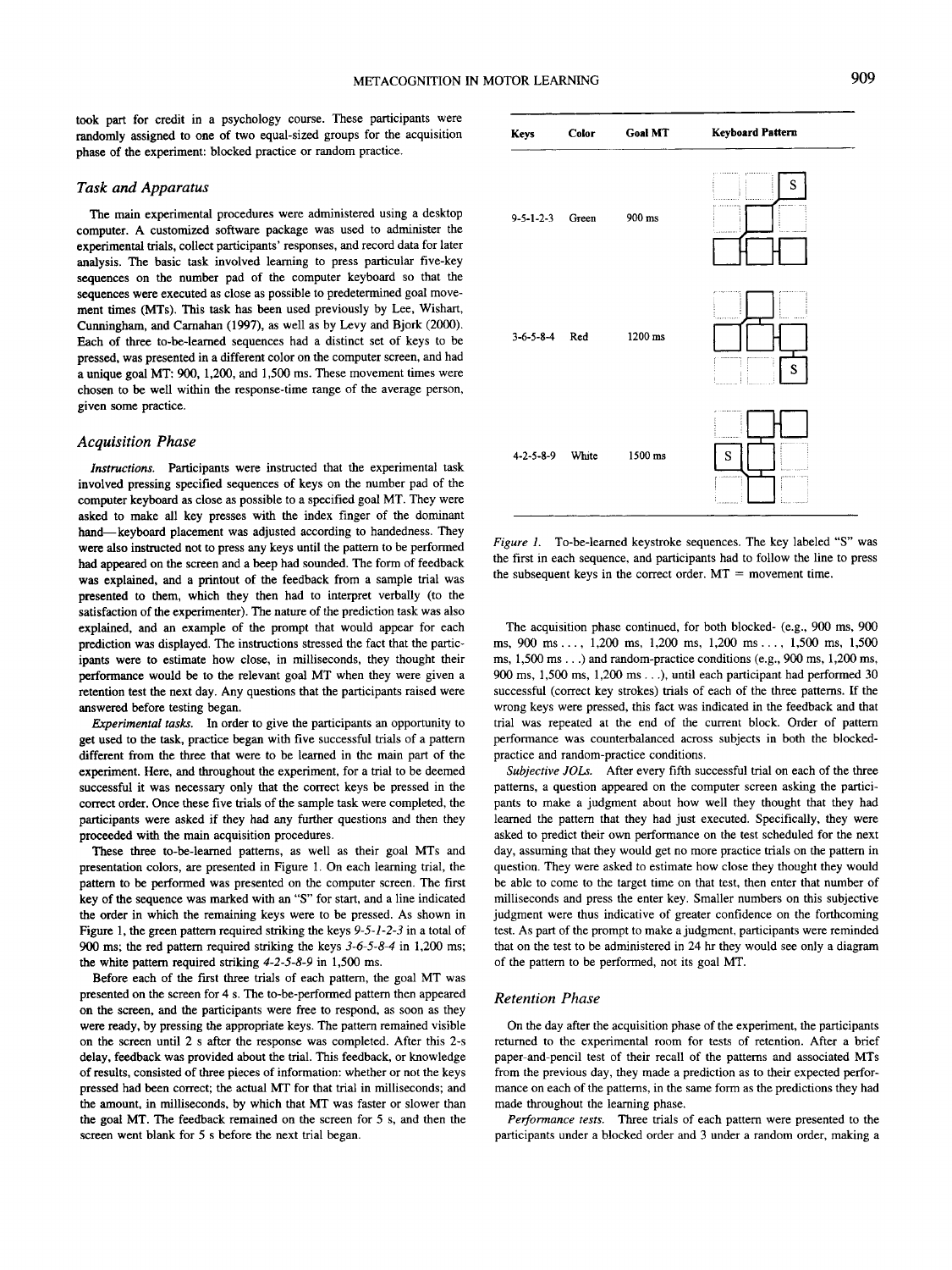took part for credit in a psychology course. These participants were randomly assigned to one of two equal-sized groups for the acquisition phase of the experiment: blocked practice or random practice.

### Task and Apparatus

The main experimental procedures were administered using a desktop computer. A customized software package was used to administer the experimental trials, collect participants' responses, and record data for later analysis. The basic task involved learning to press particular five-key sequences on the number pad of the computer keyboard so that the sequences were executed as close as possible to predetermined goal movement times (MTs). This task has been used previously by Lee, Wishart, Cunningham, and Carnahan (1997), as well as by Levy and Bjork (2000). Each of three to-be-learned sequences had a distinct set of keys to be pressed, was presented in a different color on the computer screen, and had a unique goal MT: 900, 1,200, and 1,500 ms. These movement times were chosen to be well within the response-time range of the average person, given some practice.

### Acquisition Phase

*Instructions.* Participants were instructed that the experimental task involved pressing specified sequences of keys on the number pad of the computer keyboard as close as possible to a specified goal MT. They were asked to make all key presses with the index finger of the dominant hand—keyboard placement was adjusted according to handedness. They were also instructed not to press any keys until the pattern to be performed had appeared on the screen and a beep had sounded. The form of feedback was explained, and a printout of the feedback from a sample trial was presented to them, which they then had to interpret verbally (to the satisfaction of the experimenter). The nature of the prediction task was also explained, and an example of the prompt that would appear for each prediction was displayed. The instructions stressed the fact that the participants were to estimate how close, in milliseconds, they thought their performance would be to the relevant goal MT when they were given a retention test the next day. Any questions that the participants raised were answered before testing began.

*Experimental tasks.* In order to give the participants an opportunity to get used to the task, practice began with five successful trials of a pattern different from the three that were to be learned in the main part of the experiment. Here, and throughout the experiment, for a trial to be deemed successful it was necessary only that the correct keys be pressed in the correct order. Once these five trials of the sample task were completed, the participants were asked if they had any further questions and then they proceeded with the main acquisition procedures.

These three to-be-learned patterns, as well as their goal MTs and presentation colors, are presented in Figure 1. On each learning trial, the pattern to be performed was presented on the computer screen. The first key of the sequence was marked with an "S" for start, and a line indicated the order in which the remaining keys were to be pressed. As shown in Figure 1, the green pattern required striking the keys *9-5-1-2-3* in a total of 900 ms; the red pattern required striking the keys *3-6-5-8-4* in 1,200 ms; the white pattern required striking *4-2-5-8-9* in 1,500 ms.

Before each of the first three trials of each pattern, the goal MT was presented on the screen for 4 s. The to-be-performed pattern then appeared on the screen, and the participants were free to respond, as soon as they were ready, by pressing the appropriate keys. The pattern remained visible on the screen until 2 s after the response was completed. After this 2-s delay, feedback was provided about the trial. This feedback, or knowledge of results, consisted of three pieces of information: whether or not the keys pressed had been correct; the actual MT for that trial in milliseconds; and the amount, in milliseconds, by which that MT was faster or slower than the goal MT. The feedback remained on the screen for 5 s, and then the screen went blank for 5 s before the next trial began.

| Keys | Color | Goal MT | Keyboard Pattern |
|---|---|---|---|
| 9-5-1-2-3 | Green | 900 ms | |
| 3-6-5-8-4 | Red | 1200 ms | |
| 4-2-5-8-9 | White | 1500 ms | |

*Figure 1.* To-be-learned keystroke sequences. The key labeled "S" was the first in each sequence, and participants had to follow the line to press the subsequent keys in the correct order. MT = movement time.

The acquisition phase continued, for both blocked- (e.g., 900 ms, 900 ms, 900 ms . . . , 1,200 ms, 1,200 ms, 1,200 ms . . . , 1,500 ms, 1,500 ms, 1,500 ms . . .) and random-practice conditions (e.g., 900 ms, 1,200 ms, 900 ms, 1,500 ms, 1,200 ms . . .), until each participant had performed 30 successful (correct key strokes) trials of each of the three patterns. If the wrong keys were pressed, this fact was indicated in the feedback and that trial was repeated at the end of the current block. Order of pattern performance was counterbalanced across subjects in both the blocked-practice and random-practice conditions.

*Subjective JOLs.* After every fifth successful trial on each of the three patterns, a question appeared on the computer screen asking the participants to make a judgment about how well they thought that they had learned the pattern that they had just executed. Specifically, they were asked to predict their own performance on the test scheduled for the next day, assuming that they would get no more practice trials on the pattern in question. They were asked to estimate how close they thought they would be able to come to the target time on that test, then enter that number of milliseconds and press the enter key. Smaller numbers on this subjective judgment were thus indicative of greater confidence on the forthcoming test. As part of the prompt to make a judgment, participants were reminded that on the test to be administered in 24 hr they would see only a diagram of the pattern to be performed, not its goal MT.

### Retention Phase

On the day after the acquisition phase of the experiment, the participants returned to the experimental room for tests of retention. After a brief paper-and-pencil test of their recall of the patterns and associated MTs from the previous day, they made a prediction as to their expected performance on each of the patterns, in the same form as the predictions they had made throughout the learning phase.

*Performance tests.* Three trials of each pattern were presented to the participants under a blocked order and 3 under a random order, making a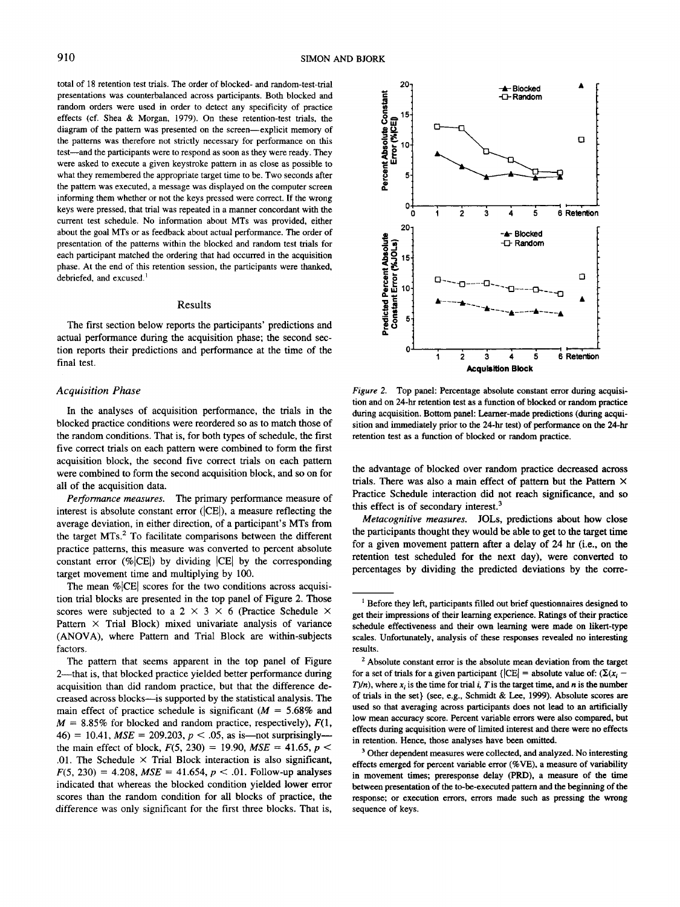total of 18 retention test trials. The order of blocked- and random-test-trial presentations was counterbalanced across participants. Both blocked and random orders were used in order to detect any specificity of practice effects (cf. Shea & Morgan, 1979). On these retention-test trials, the diagram of the pattern was presented on the screen—explicit memory of the patterns was therefore not strictly necessary for performance on this test—and the participants were to respond as soon as they were ready. They were asked to execute a given keystroke pattern in as close as possible to what they remembered the appropriate target time to be. Two seconds after the pattern was executed, a message was displayed on the computer screen informing them whether or not the keys pressed were correct. If the wrong keys were pressed, that trial was repeated in a manner concordant with the current test schedule. No information about MTs was provided, either about the goal MTs or as feedback about actual performance. The order of presentation of the patterns within the blocked and random test trials for each participant matched the ordering that had occurred in the acquisition phase. At the end of this retention session, the participants were thanked, debriefed, and excused.[1]

## Results

The first section below reports the participants' predictions and actual performance during the acquisition phase; the second section reports their predictions and performance at the time of the final test.

### Acquisition Phase

In the analyses of acquisition performance, the trials in the blocked practice conditions were reordered so as to match those of the random conditions. That is, for both types of schedule, the first five correct trials on each pattern were combined to form the first acquisition block, the second five correct trials on each pattern were combined to form the second acquisition block, and so on for all of the acquisition data.

*Performance measures.* The primary performance measure of interest is absolute constant error (|CE|), a measure reflecting the average deviation, in either direction, of a participant's MTs from the target MTs.[2] To facilitate comparisons between the different practice patterns, this measure was converted to percent absolute constant error (%|CE|) by dividing |CE| by the corresponding target movement time and multiplying by 100.

The mean %|CE| scores for the two conditions across acquisition trial blocks are presented in the top panel of Figure 2. Those scores were subjected to a 2 × 3 × 6 (Practice Schedule × Pattern × Trial Block) mixed univariate analysis of variance (ANOVA), where Pattern and Trial Block are within-subjects factors.

The pattern that seems apparent in the top panel of Figure 2—that is, that blocked practice yielded better performance during acquisition than did random practice, but that the difference decreased across blocks—is supported by the statistical analysis. The main effect of practice schedule is significant ($M$ = 5.68% and $M$ = 8.85% for blocked and random practice, respectively), $F(1, 46) = 10.41$, $MSE = 209.203$, $p < .05$, as is—not surprisingly—the main effect of block, $F(5, 230) = 19.90$, $MSE = 41.65$, $p < .01$. The Schedule × Trial Block interaction is also significant, $F(5, 230) = 4.208$, $MSE = 41.654$, $p < .01$. Follow-up analyses indicated that whereas the blocked condition yielded lower error scores than the random condition for all blocks of practice, the difference was only significant for the first three blocks. That is,

Percent Absolute Constant Error (%|CE|)

Blocked
Random

20
15
10
5
0

0 1 2 3 4 5 6 Retention

Predicted Percent Absolute Constant Error (%JOLs)

Blocked
Random

20
15
10
5
0

1 2 3 4 5 6 Retention

Acquisition Block

*Figure 2.* Top panel: Percentage absolute constant error during acquisition and on 24-hr retention test as a function of blocked or random practice during acquisition. Bottom panel: Learner-made predictions (during acquisition and immediately prior to the 24-hr test) of performance on the 24-hr retention test as a function of blocked or random practice.

the advantage of blocked over random practice decreased across trials. There was also a main effect of pattern but the Pattern × Practice Schedule interaction did not reach significance, and so this effect is of secondary interest.[3]

*Metacognitive measures.* JOLs, predictions about how close the participants thought they would be able to get to the target time for a given movement pattern after a delay of 24 hr (i.e., on the retention test scheduled for the next day), were converted to percentages by dividing the predicted deviations by the corre-

---

[1] Before they left, participants filled out brief questionnaires designed to get their impressions of their learning experience. Ratings of their practice schedule effectiveness and their own learning were made on likert-type scales. Unfortunately, analysis of these responses revealed no interesting results.

[2] Absolute constant error is the absolute mean deviation from the target for a set of trials for a given participant {$|CE|$ = absolute value of: $(\Sigma(x_i - T)/n)$, where $x_i$ is the time for trial $i$, $T$ is the target time, and $n$ is the number of trials in the set} (see, e.g., Schmidt & Lee, 1999). Absolute scores are used so that averaging across participants does not lead to an artificially low mean accuracy score. Percent variable errors were also compared, but effects during acquisition were of limited interest and there were no effects in retention. Hence, those analyses have been omitted.

[3] Other dependent measures were collected, and analyzed. No interesting effects emerged for percent variable error (%VE), a measure of variability in movement times; preresponse delay (PRD), a measure of the time between presentation of the to-be-executed pattern and the beginning of the response; or execution errors, errors made such as pressing the wrong sequence of keys.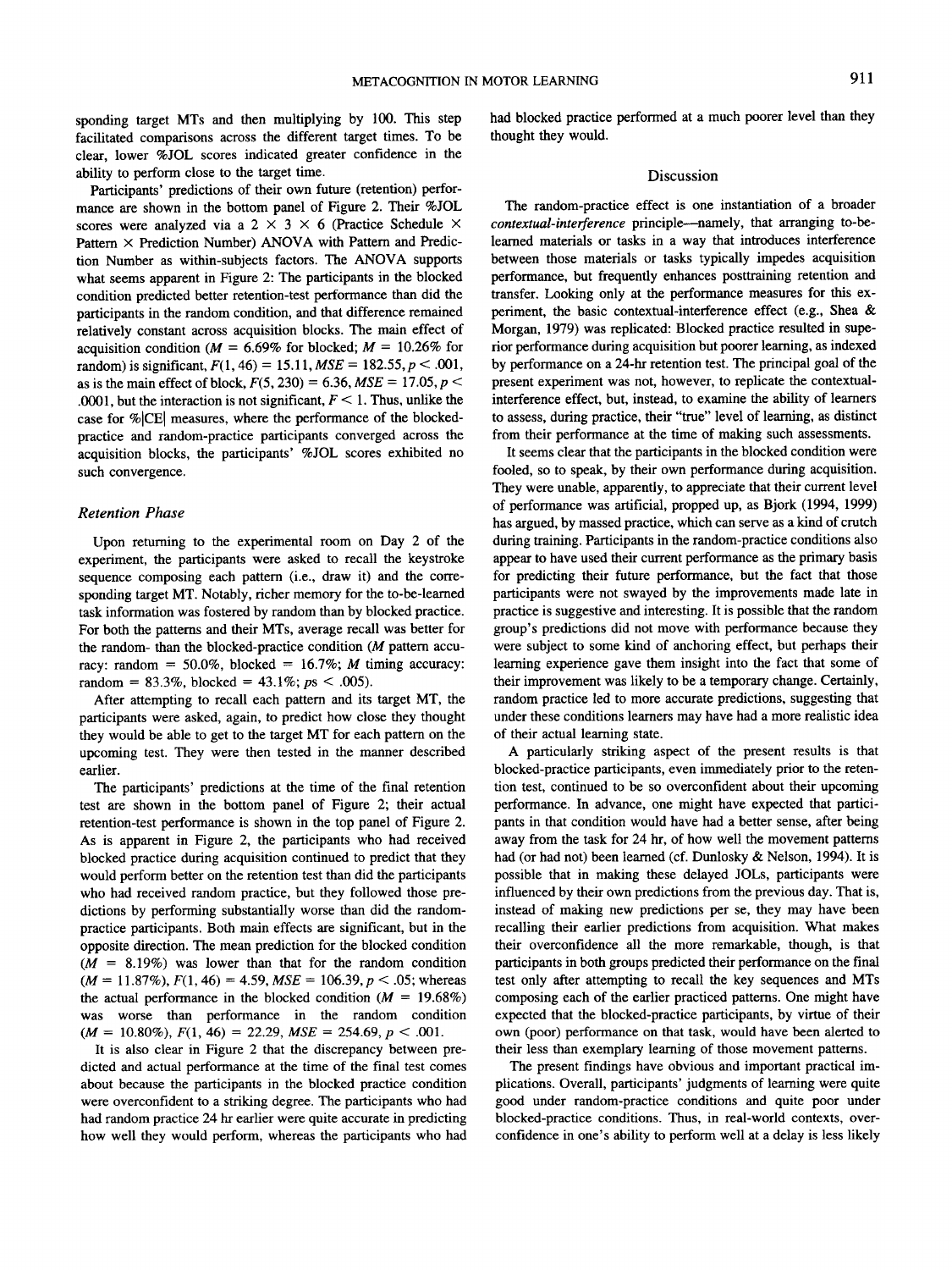sponding target MTs and then multiplying by 100. This step facilitated comparisons across the different target times. To be clear, lower %JOL scores indicated greater confidence in the ability to perform close to the target time.

Participants' predictions of their own future (retention) performance are shown in the bottom panel of Figure 2. Their %JOL scores were analyzed via a 2 × 3 × 6 (Practice Schedule × Pattern × Prediction Number) ANOVA with Pattern and Prediction Number as within-subjects factors. The ANOVA supports what seems apparent in Figure 2: The participants in the blocked condition predicted better retention-test performance than did the participants in the random condition, and that difference remained relatively constant across acquisition blocks. The main effect of acquisition condition ($M$ = 6.69% for blocked; $M$ = 10.26% for random) is significant, $F(1, 46) = 15.11$, $MSE = 182.55$, $p < .001$, as is the main effect of block, $F(5, 230) = 6.36$, $MSE = 17.05$, $p < .0001$, but the interaction is not significant, $F < 1$. Thus, unlike the case for %|CE| measures, where the performance of the blocked-practice and random-practice participants converged across the acquisition blocks, the participants' %JOL scores exhibited no such convergence.

### *Retention Phase*

Upon returning to the experimental room on Day 2 of the experiment, the participants were asked to recall the keystroke sequence composing each pattern (i.e., draw it) and the corresponding target MT. Notably, richer memory for the to-be-learned task information was fostered by random than by blocked practice. For both the patterns and their MTs, average recall was better for the random- than the blocked-practice condition ($M$ pattern accuracy: random = 50.0%, blocked = 16.7%; $M$ timing accuracy: random = 83.3%, blocked = 43.1%; $ps < .005$).

After attempting to recall each pattern and its target MT, the participants were asked, again, to predict how close they thought they would be able to get to the target MT for each pattern on the upcoming test. They were then tested in the manner described earlier.

The participants' predictions at the time of the final retention test are shown in the bottom panel of Figure 2; their actual retention-test performance is shown in the top panel of Figure 2. As is apparent in Figure 2, the participants who had received blocked practice during acquisition continued to predict that they would perform better on the retention test than did the participants who had received random practice, but they followed those predictions by performing substantially worse than did the random-practice participants. Both main effects are significant, but in the opposite direction. The mean prediction for the blocked condition ($M$ = 8.19%) was lower than that for the random condition ($M$ = 11.87%), $F(1, 46) = 4.59$, $MSE = 106.39$, $p < .05$; whereas the actual performance in the blocked condition ($M$ = 19.68%) was worse than performance in the random condition ($M$ = 10.80%), $F(1, 46) = 22.29$, $MSE = 254.69$, $p < .001$.

It is also clear in Figure 2 that the discrepancy between predicted and actual performance at the time of the final test comes about because the participants in the blocked practice condition were overconfident to a striking degree. The participants who had had random practice 24 hr earlier were quite accurate in predicting how well they would perform, whereas the participants who had had blocked practice performed at a much poorer level than they thought they would.

## Discussion

The random-practice effect is one instantiation of a broader *contextual-interference* principle—namely, that arranging to-be-learned materials or tasks in a way that introduces interference between those materials or tasks typically impedes acquisition performance, but frequently enhances posttraining retention and transfer. Looking only at the performance measures for this experiment, the basic contextual-interference effect (e.g., Shea & Morgan, 1979) was replicated: Blocked practice resulted in superior performance during acquisition but poorer learning, as indexed by performance on a 24-hr retention test. The principal goal of the present experiment was not, however, to replicate the contextual-interference effect, but, instead, to examine the ability of learners to assess, during practice, their "true" level of learning, as distinct from their performance at the time of making such assessments.

It seems clear that the participants in the blocked condition were fooled, so to speak, by their own performance during acquisition. They were unable, apparently, to appreciate that their current level of performance was artificial, propped up, as Bjork (1994, 1999) has argued, by massed practice, which can serve as a kind of crutch during training. Participants in the random-practice conditions also appear to have used their current performance as the primary basis for predicting their future performance, but the fact that those participants were not swayed by the improvements made late in practice is suggestive and interesting. It is possible that the random group's predictions did not move with performance because they were subject to some kind of anchoring effect, but perhaps their learning experience gave them insight into the fact that some of their improvement was likely to be a temporary change. Certainly, random practice led to more accurate predictions, suggesting that under these conditions learners may have had a more realistic idea of their actual learning state.

A particularly striking aspect of the present results is that blocked-practice participants, even immediately prior to the retention test, continued to be so overconfident about their upcoming performance. In advance, one might have expected that participants in that condition would have had a better sense, after being away from the task for 24 hr, of how well the movement patterns had (or had not) been learned (cf. Dunlosky & Nelson, 1994). It is possible that in making these delayed JOLs, participants were influenced by their own predictions from the previous day. That is, instead of making new predictions per se, they may have been recalling their earlier predictions from acquisition. What makes their overconfidence all the more remarkable, though, is that participants in both groups predicted their performance on the final test only after attempting to recall the key sequences and MTs composing each of the earlier practiced patterns. One might have expected that the blocked-practice participants, by virtue of their own (poor) performance on that task, would have been alerted to their less than exemplary learning of those movement patterns.

The present findings have obvious and important practical implications. Overall, participants' judgments of learning were quite good under random-practice conditions and quite poor under blocked-practice conditions. Thus, in real-world contexts, overconfidence in one's ability to perform well at a delay is less likely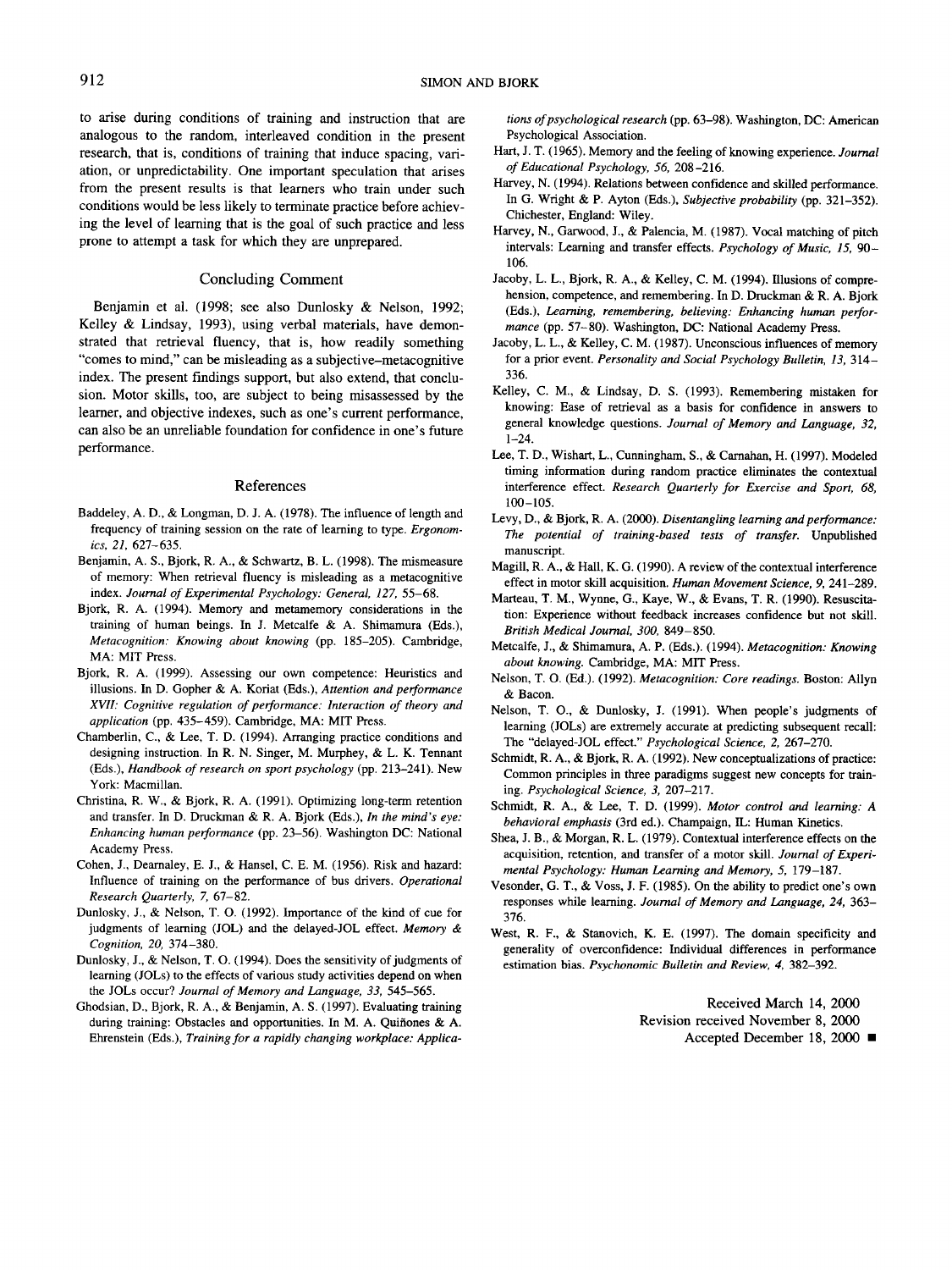to arise during conditions of training and instruction that are analogous to the random, interleaved condition in the present research, that is, conditions of training that induce spacing, variation, or unpredictability. One important speculation that arises from the present results is that learners who train under such conditions would be less likely to terminate practice before achieving the level of learning that is the goal of such practice and less prone to attempt a task for which they are unprepared.

## Concluding Comment

Benjamin et al. (1998; see also Dunlosky & Nelson, 1992; Kelley & Lindsay, 1993), using verbal materials, have demonstrated that retrieval fluency, that is, how readily something "comes to mind," can be misleading as a subjective–metacognitive index. The present findings support, but also extend, that conclusion. Motor skills, too, are subject to being misassessed by the learner, and objective indexes, such as one's current performance, can also be an unreliable foundation for confidence in one's future performance.

## References

Baddeley, A. D., & Longman, D. J. A. (1978). The influence of length and frequency of training session on the rate of learning to type. *Ergonomics, 21,* 627–635.

Benjamin, A. S., Bjork, R. A., & Schwartz, B. L. (1998). The mismeasure of memory: When retrieval fluency is misleading as a metacognitive index. *Journal of Experimental Psychology: General, 127,* 55–68.

Bjork, R. A. (1994). Memory and metamemory considerations in the training of human beings. In J. Metcalfe & A. Shimamura (Eds.), *Metacognition: Knowing about knowing* (pp. 185–205). Cambridge, MA: MIT Press.

Bjork, R. A. (1999). Assessing our own competence: Heuristics and illusions. In D. Gopher & A. Koriat (Eds.), *Attention and performance XVII: Cognitive regulation of performance: Interaction of theory and application* (pp. 435–459). Cambridge, MA: MIT Press.

Chamberlin, C., & Lee, T. D. (1994). Arranging practice conditions and designing instruction. In R. N. Singer, M. Murphey, & L. K. Tennant (Eds.), *Handbook of research on sport psychology* (pp. 213–241). New York: Macmillan.

Christina, R. W., & Bjork, R. A. (1991). Optimizing long-term retention and transfer. In D. Druckman & R. A. Bjork (Eds.), *In the mind's eye: Enhancing human performance* (pp. 23–56). Washington DC: National Academy Press.

Cohen, J., Dearnaley, E. J., & Hansel, C. E. M. (1956). Risk and hazard: Influence of training on the performance of bus drivers. *Operational Research Quarterly, 7,* 67–82.

Dunlosky, J., & Nelson, T. O. (1992). Importance of the kind of cue for judgments of learning (JOL) and the delayed-JOL effect. *Memory & Cognition, 20,* 374–380.

Dunlosky, J., & Nelson, T. O. (1994). Does the sensitivity of judgments of learning (JOLs) to the effects of various study activities depend on when the JOLs occur? *Journal of Memory and Language, 33,* 545–565.

Ghodsian, D., Bjork, R. A., & Benjamin, A. S. (1997). Evaluating training during training: Obstacles and opportunities. In M. A. Quiñones & A. Ehrenstein (Eds.), *Training for a rapidly changing workplace: Applications of psychological research* (pp. 63–98). Washington, DC: American Psychological Association.

Hart, J. T. (1965). Memory and the feeling of knowing experience. *Journal of Educational Psychology, 56,* 208–216.

Harvey, N. (1994). Relations between confidence and skilled performance. In G. Wright & P. Ayton (Eds.), *Subjective probability* (pp. 321–352). Chichester, England: Wiley.

Harvey, N., Garwood, J., & Palencia, M. (1987). Vocal matching of pitch intervals: Learning and transfer effects. *Psychology of Music, 15,* 90–106.

Jacoby, L. L., Bjork, R. A., & Kelley, C. M. (1994). Illusions of comprehension, competence, and remembering. In D. Druckman & R. A. Bjork (Eds.), *Learning, remembering, believing: Enhancing human performance* (pp. 57–80). Washington, DC: National Academy Press.

Jacoby, L. L., & Kelley, C. M. (1987). Unconscious influences of memory for a prior event. *Personality and Social Psychology Bulletin, 13,* 314–336.

Kelley, C. M., & Lindsay, D. S. (1993). Remembering mistaken for knowing: Ease of retrieval as a basis for confidence in answers to general knowledge questions. *Journal of Memory and Language, 32,* 1–24.

Lee, T. D., Wishart, L., Cunningham, S., & Carnahan, H. (1997). Modeled timing information during random practice eliminates the contextual interference effect. *Research Quarterly for Exercise and Sport, 68,* 100–105.

Levy, D., & Bjork, R. A. (2000). *Disentangling learning and performance: The potential of training-based tests of transfer.* Unpublished manuscript.

Magill, R. A., & Hall, K. G. (1990). A review of the contextual interference effect in motor skill acquisition. *Human Movement Science, 9,* 241–289.

Marteau, T. M., Wynne, G., Kaye, W., & Evans, T. R. (1990). Resuscitation: Experience without feedback increases confidence but not skill. *British Medical Journal, 300,* 849–850.

Metcalfe, J., & Shimamura, A. P. (Eds.). (1994). *Metacognition: Knowing about knowing.* Cambridge, MA: MIT Press.

Nelson, T. O. (Ed.). (1992). *Metacognition: Core readings.* Boston: Allyn & Bacon.

Nelson, T. O., & Dunlosky, J. (1991). When people's judgments of learning (JOLs) are extremely accurate at predicting subsequent recall: The "delayed-JOL effect." *Psychological Science, 2,* 267–270.

Schmidt, R. A., & Bjork, R. A. (1992). New conceptualizations of practice: Common principles in three paradigms suggest new concepts for training. *Psychological Science, 3,* 207–217.

Schmidt, R. A., & Lee, T. D. (1999). *Motor control and learning: A behavioral emphasis* (3rd ed.). Champaign, IL: Human Kinetics.

Shea, J. B., & Morgan, R. L. (1979). Contextual interference effects on the acquisition, retention, and transfer of a motor skill. *Journal of Experimental Psychology: Human Learning and Memory, 5,* 179–187.

Vesonder, G. T., & Voss, J. F. (1985). On the ability to predict one's own responses while learning. *Journal of Memory and Language, 24,* 363–376.

West, R. F., & Stanovich, K. E. (1997). The domain specificity and generality of overconfidence: Individual differences in performance estimation bias. *Psychonomic Bulletin and Review, 4,* 382–392.

Received March 14, 2000
Revision received November 8, 2000
Accepted December 18, 2000 ■